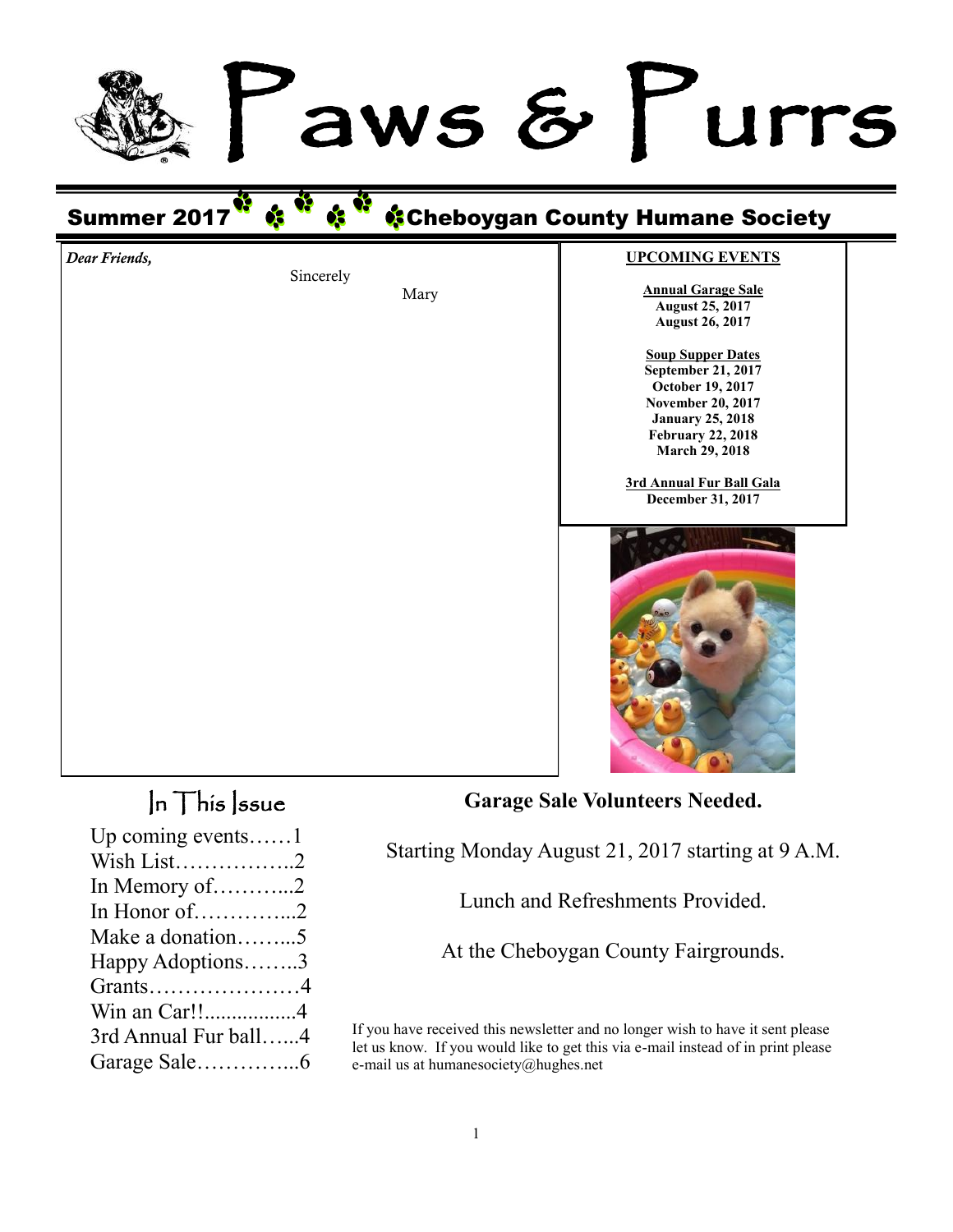# Paws & Purrs

## Summer 2017 Cheboygan County Humane Society

*Dear Friends,*

Sincerely

Mary

**UPCOMING EVENTS**

**Annual Garage Sale**
**August 25, 2017**
**August 26, 2017**

**Soup Supper Dates**
**September 21, 2017**
**October 19, 2017**
**November 20, 2017**
**January 25, 2018**
**February 22, 2018**
**March 29, 2018**

**3rd Annual Fur Ball Gala**
**December 31, 2017**

## In This Issue

- Up coming events……1
- Wish List……………..2
- In Memory of………...2
- In Honor of…………...2
- Make a donation……...5
- Happy Adoptions……..3
- Grants…………………4
- Win an Car!!.................4
- 3rd Annual Fur ball…...4
- Garage Sale…………...6

## Garage Sale Volunteers Needed.

Starting Monday August 21, 2017 starting at 9 A.M.

Lunch and Refreshments Provided.

At the Cheboygan County Fairgrounds.

If you have received this newsletter and no longer wish to have it sent please let us know. If you would like to get this via e-mail instead of in print please e-mail us at humanesociety@hughes.net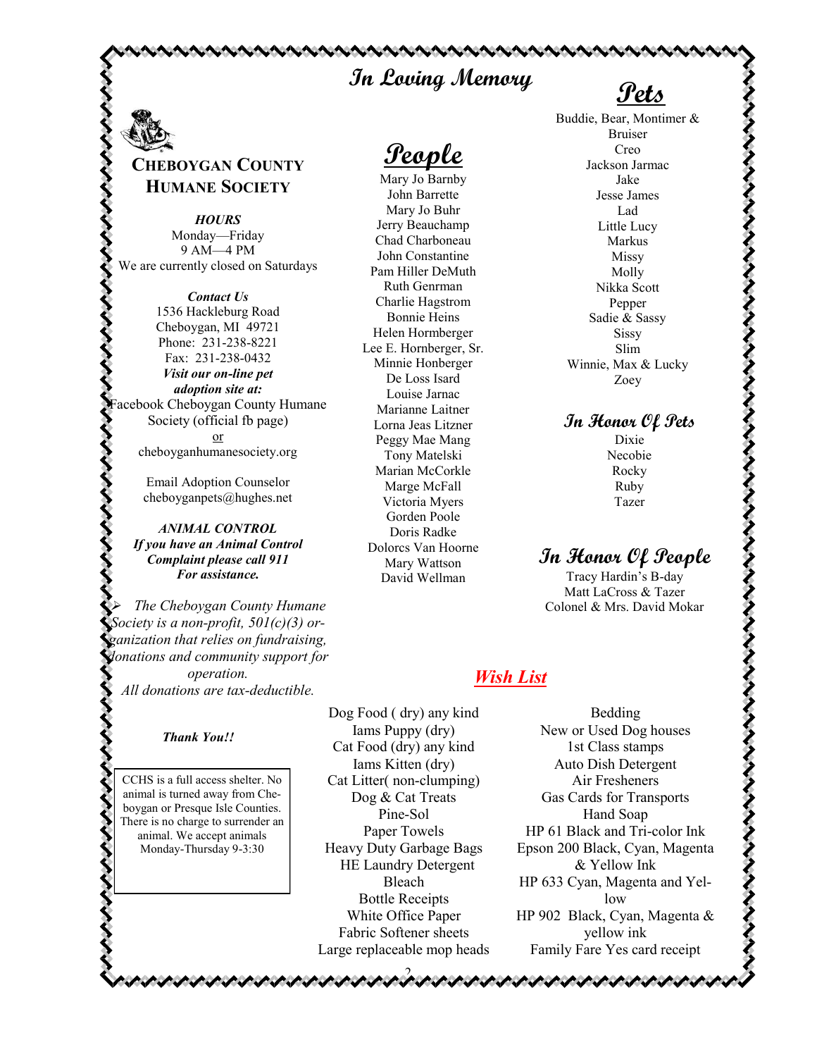# Cheboygan County Humane Society

***HOURS***

Monday—Friday
9 AM—4 PM
We are currently closed on Saturdays

***Contact Us***

1536 Hackleburg Road
Cheboygan, MI 49721
Phone: 231-238-8221
Fax: 231-238-0432

***Visit our on-line pet adoption site at:***

Facebook Cheboygan County Humane Society (official fb page)
or
cheboyganhumanesociety.org

Email Adoption Counselor
cheboyganpets@hughes.net

***ANIMAL CONTROL***
***If you have an Animal Control Complaint please call 911 For assistance.***

- *The Cheboygan County Humane Society is a non-profit, 501(c)(3) organization that relies on fundraising, donations and community support for operation. All donations are tax-deductible.*

***Thank You!!***

CCHS is a full access shelter. No animal is turned away from Cheboygan or Presque Isle Counties. There is no charge to surrender an animal. We accept animals Monday-Thursday 9-3:30

# In Loving Memory

## People

Mary Jo Barnby
John Barrette
Mary Jo Buhr
Jerry Beauchamp
Chad Charboneau
John Constantine
Pam Hiller DeMuth
Ruth Genrman
Charlie Hagstrom
Bonnie Heins
Helen Hornberger
Lee E. Hornberger, Sr.
Minnie Honberger
De Loss Isard
Louise Jarnac
Marianne Laitner
Lorna Jeas Litzner
Peggy Mae Mang
Tony Matelski
Marian McCorkle
Marge McFall
Victoria Myers
Gorden Poole
Doris Radke
Dolorcs Van Hoorne
Mary Wattson
David Wellman

## Pets

Buddie, Bear, Montimer & Bruiser
Creo
Jackson Jarmac
Jake
Jesse James
Lad
Little Lucy
Markus
Missy
Molly
Nikka Scott
Pepper
Sadie & Sassy
Sissy
Slim
Winnie, Max & Lucky
Zoey

## In Honor Of Pets

Dixie
Necobie
Rocky
Ruby
Tazer

## In Honor Of People

Tracy Hardin's B-day
Matt LaCross & Tazer
Colonel & Mrs. David Mokar

## *Wish List*

Dog Food ( dry) any kind
Iams Puppy (dry)
Cat Food (dry) any kind
Iams Kitten (dry)
Cat Litter( non-clumping)
Dog & Cat Treats
Pine-Sol
Paper Towels
Heavy Duty Garbage Bags
HE Laundry Detergent
Bleach
Bottle Receipts
White Office Paper
Fabric Softener sheets
Large replaceable mop heads
Bedding
New or Used Dog houses
1st Class stamps
Auto Dish Detergent
Air Fresheners
Gas Cards for Transports
Hand Soap
HP 61 Black and Tri-color Ink
Epson 200 Black, Cyan, Magenta & Yellow Ink
HP 633 Cyan, Magenta and Yellow
HP 902 Black, Cyan, Magenta & yellow ink
Family Fare Yes card receipt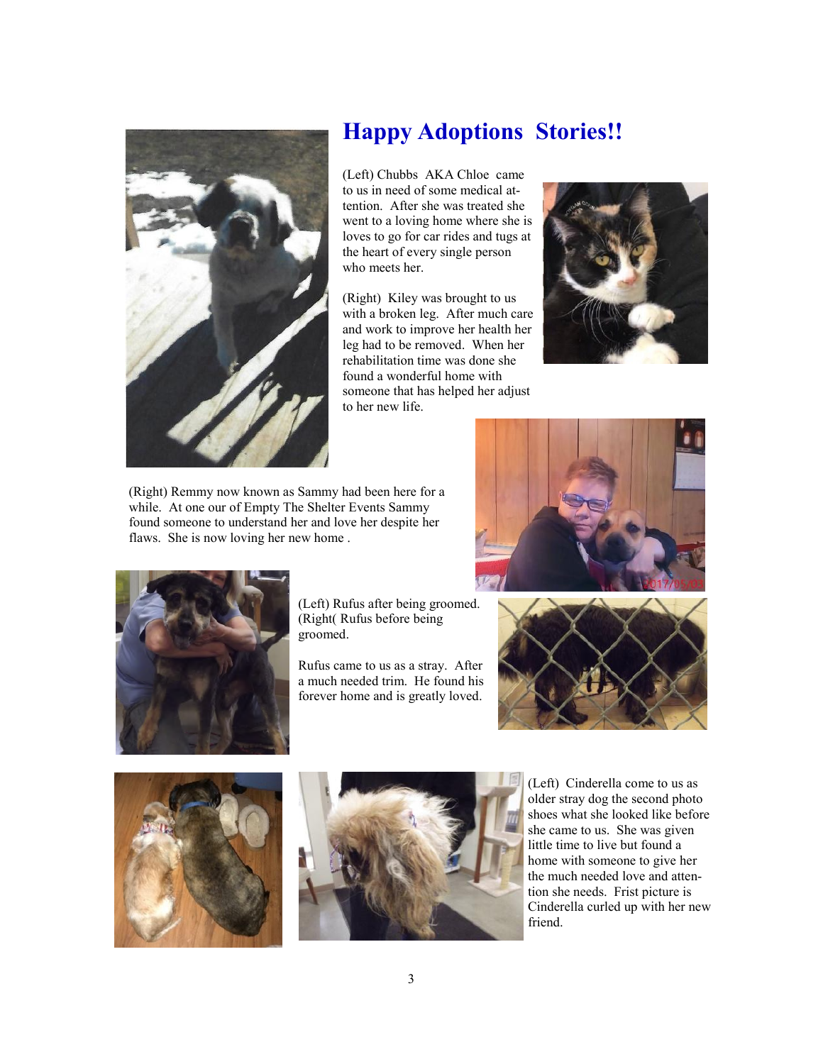# Happy Adoptions Stories!!

(Left) Chubbs AKA Chloe came to us in need of some medical attention. After she was treated she went to a loving home where she is loves to go for car rides and tugs at the heart of every single person who meets her.

(Right) Kiley was brought to us with a broken leg. After much care and work to improve her health her leg had to be removed. When her rehabilitation time was done she found a wonderful home with someone that has helped her adjust to her new life.

(Right) Remmy now known as Sammy had been here for a while. At one our of Empty The Shelter Events Sammy found someone to understand her and love her despite her flaws. She is now loving her new home .

(Left) Rufus after being groomed. (Right( Rufus before being groomed.

Rufus came to us as a stray. After a much needed trim. He found his forever home and is greatly loved.

(Left) Cinderella come to us as older stray dog the second photo shoes what she looked like before she came to us. She was given little time to live but found a home with someone to give her the much needed love and attention she needs. Frist picture is Cinderella curled up with her new friend.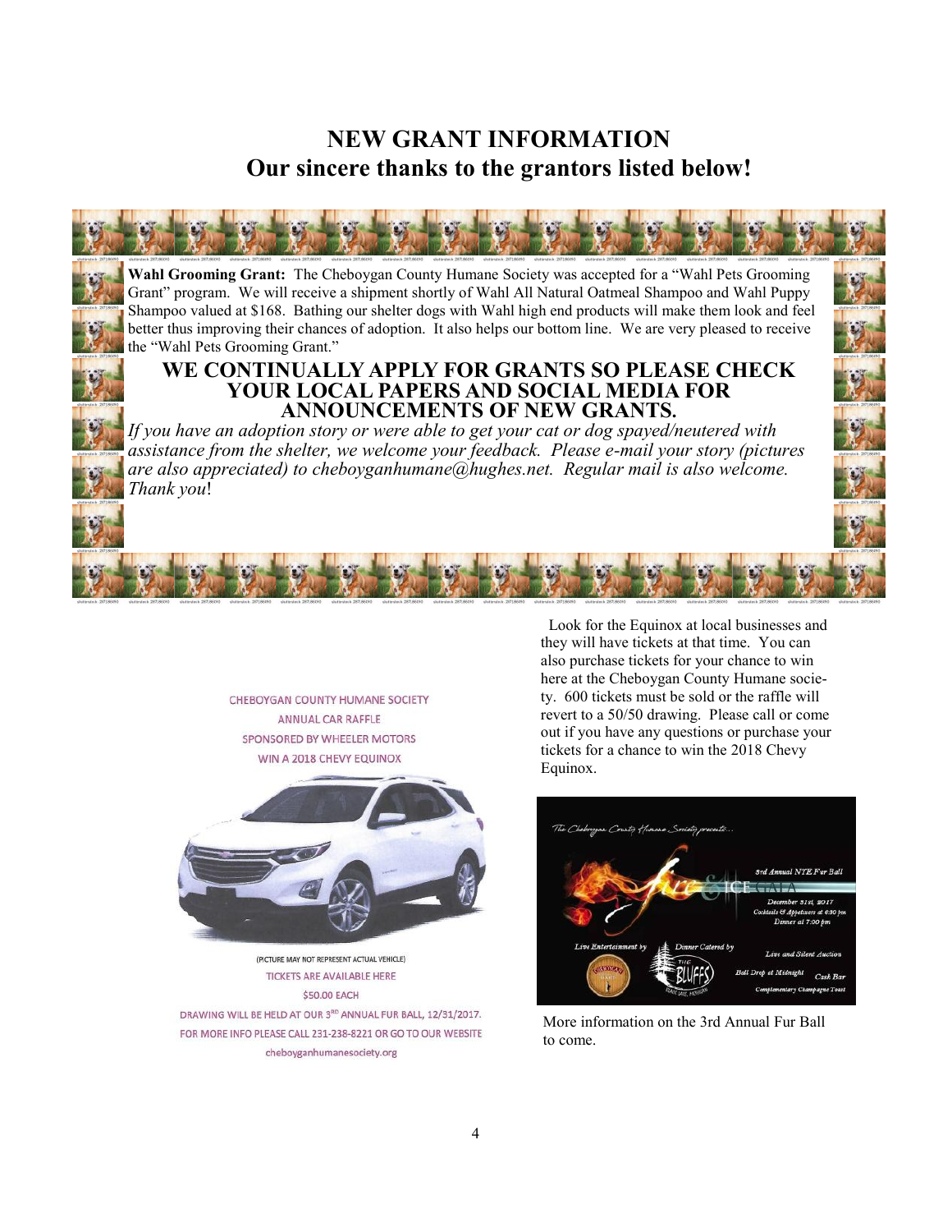# NEW GRANT INFORMATION
## Our sincere thanks to the grantors listed below!

**Wahl Grooming Grant:** The Cheboygan County Humane Society was accepted for a "Wahl Pets Grooming Grant" program. We will receive a shipment shortly of Wahl All Natural Oatmeal Shampoo and Wahl Puppy Shampoo valued at $168. Bathing our shelter dogs with Wahl high end products will make them look and feel better thus improving their chances of adoption. It also helps our bottom line. We are very pleased to receive the "Wahl Pets Grooming Grant."

### WE CONTINUALLY APPLY FOR GRANTS SO PLEASE CHECK YOUR LOCAL PAPERS AND SOCIAL MEDIA FOR ANNOUNCEMENTS OF NEW GRANTS.

*If you have an adoption story or were able to get your cat or dog spayed/neutered with assistance from the shelter, we welcome your feedback. Please e-mail your story (pictures are also appreciated) to cheboyganhumane@hughes.net. Regular mail is also welcome. Thank you*!

CHEBOYGAN COUNTY HUMANE SOCIETY
ANNUAL CAR RAFFLE
SPONSORED BY WHEELER MOTORS
WIN A 2018 CHEVY EQUINOX

(PICTURE MAY NOT REPRESENT ACTUAL VEHICLE)
TICKETS ARE AVAILABLE HERE
$50.00 EACH
DRAWING WILL BE HELD AT OUR 3RD ANNUAL FUR BALL, 12/31/2017.
FOR MORE INFO PLEASE CALL 231-238-8221 OR GO TO OUR WEBSITE
cheboyganhumanesociety.org

Look for the Equinox at local businesses and they will have tickets at that time. You can also purchase tickets for your chance to win here at the Cheboygan County Humane society. 600 tickets must be sold or the raffle will revert to a 50/50 drawing. Please call or come out if you have any questions or purchase your tickets for a chance to win the 2018 Chevy Equinox.

The Cheboygan County Humane Society presents...
Fire & Ice Gala
3rd Annual NYE Fur Ball
December 31st, 2017
Cocktails & Appetizers at 6:30 pm
Dinner at 7:00 pm
Live Entertainment by
Dinner Catered by The Bluffs
Live and Silent Auction
Ball Drop at Midnight
Cash Bar
Complementary Champagne Toast

More information on the 3rd Annual Fur Ball to come.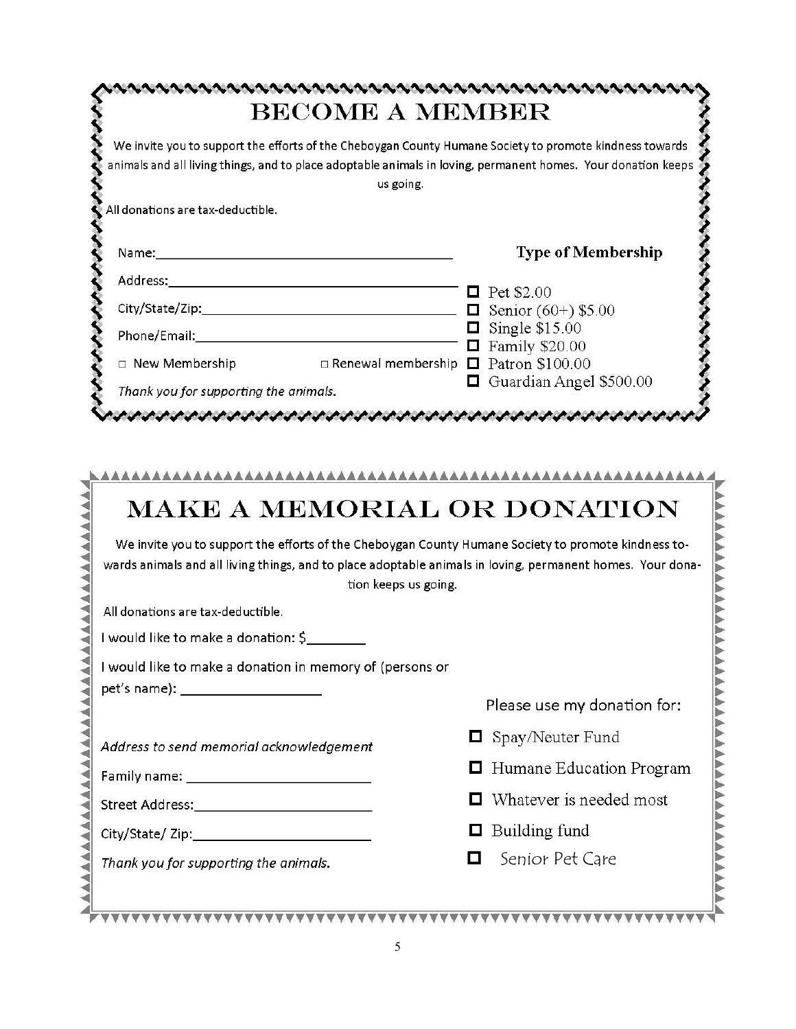# BECOME A MEMBER

We invite you to support the efforts of the Cheboygan County Humane Society to promote kindness towards animals and all living things, and to place adoptable animals in loving, permanent homes. Your donation keeps us going.

All donations are tax-deductible.

Name:\_\_\_\_\_\_\_\_\_\_\_\_\_\_\_\_\_\_\_\_\_\_\_\_\_\_\_\_\_\_\_\_\_\_\_\_\_\_\_\_

Address:\_\_\_\_\_\_\_\_\_\_\_\_\_\_\_\_\_\_\_\_\_\_\_\_\_\_\_\_\_\_\_\_\_\_\_\_\_\_\_\_

City/State/Zip:\_\_\_\_\_\_\_\_\_\_\_\_\_\_\_\_\_\_\_\_\_\_\_\_\_\_\_\_\_\_\_\_\_\_\_\_

Phone/Email:\_\_\_\_\_\_\_\_\_\_\_\_\_\_\_\_\_\_\_\_\_\_\_\_\_\_\_\_\_\_\_\_\_\_\_\_\_\_

☐ New Membership ☐ Renewal membership

*Thank you for supporting the animals.*

### Type of Membership

- ☐ Pet $2.00
- ☐ Senior (60+) $5.00
- ☐ Single $15.00
- ☐ Family $20.00
- ☐ Patron $100.00
- ☐ Guardian Angel $500.00

# MAKE A MEMORIAL OR DONATION

We invite you to support the efforts of the Cheboygan County Humane Society to promote kindness towards animals and all living things, and to place adoptable animals in loving, permanent homes. Your donation keeps us going.

All donations are tax-deductible.

I would like to make a donation: $\_\_\_\_\_\_\_\_

I would like to make a donation in memory of (persons or pet's name): \_\_\_\_\_\_\_\_\_\_\_\_\_\_\_\_\_\_

*Address to send memorial acknowledgement*

Family name: \_\_\_\_\_\_\_\_\_\_\_\_\_\_\_\_\_\_\_\_\_\_\_\_

Street Address:\_\_\_\_\_\_\_\_\_\_\_\_\_\_\_\_\_\_\_\_\_\_\_\_

City/State/ Zip:\_\_\_\_\_\_\_\_\_\_\_\_\_\_\_\_\_\_\_\_\_\_\_\_

*Thank you for supporting the animals.*

Please use my donation for:

- ☐ Spay/Neuter Fund
- ☐ Humane Education Program
- ☐ Whatever is needed most
- ☐ Building fund
- ☐ Senior Pet Care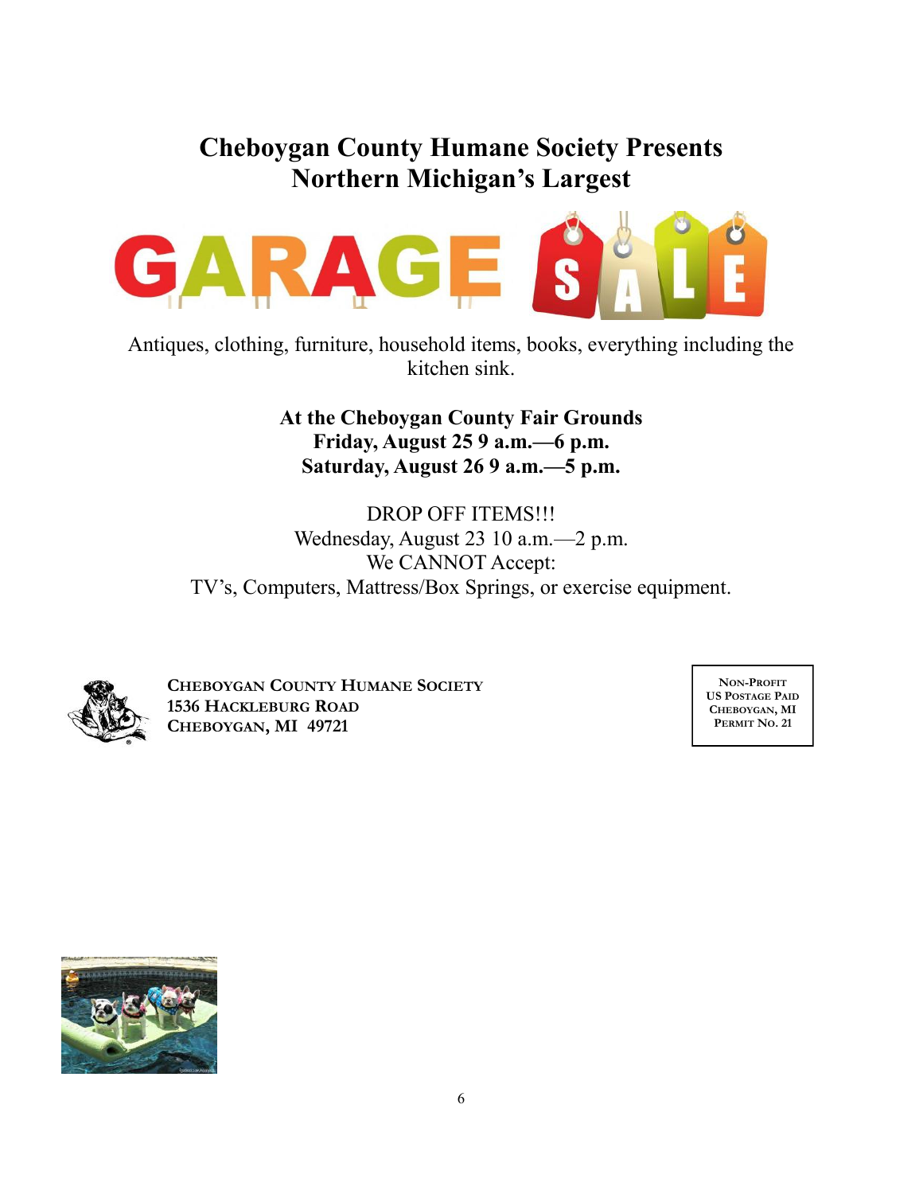## Cheboygan County Humane Society Presents Northern Michigan's Largest

# GARAGE SALE

Antiques, clothing, furniture, household items, books, everything including the kitchen sink.

**At the Cheboygan County Fair Grounds**
**Friday, August 25 9 a.m.—6 p.m.**
**Saturday, August 26 9 a.m.—5 p.m.**

DROP OFF ITEMS!!!
Wednesday, August 23 10 a.m.—2 p.m.
We CANNOT Accept:
TV's, Computers, Mattress/Box Springs, or exercise equipment.

**CHEBOYGAN COUNTY HUMANE SOCIETY**
**1536 HACKLEBURG ROAD**
**CHEBOYGAN, MI 49721**

NON-PROFIT
US POSTAGE PAID
CHEBOYGAN, MI
PERMIT NO. 21